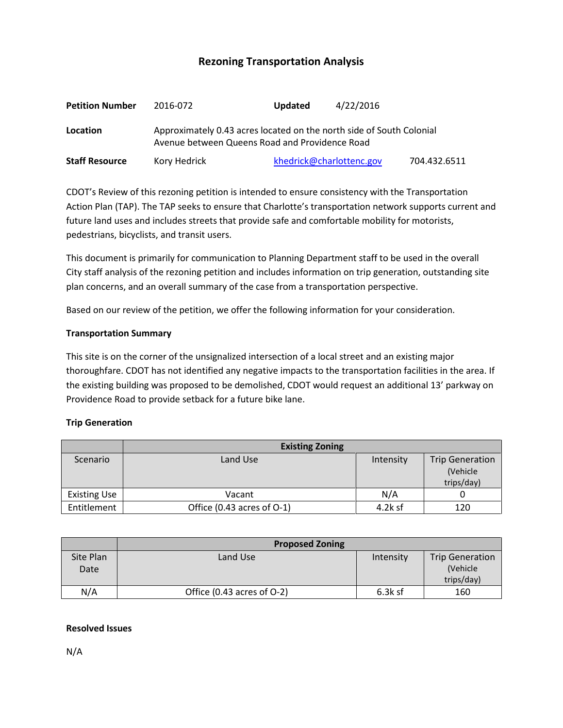# Rezoning Transportation Analysis

**Petition Number** 2016-072 **Updated** 4/22/2016

**Location** Approximately 0.43 acres located on the north side of South Colonial Avenue between Queens Road and Providence Road

**Staff Resource** Kory Hedrick [khedrick@charlottenc.gov](mailto:khedrick@charlottenc.gov) 704.432.6511

CDOT's Review of this rezoning petition is intended to ensure consistency with the Transportation Action Plan (TAP). The TAP seeks to ensure that Charlotte's transportation network supports current and future land uses and includes streets that provide safe and comfortable mobility for motorists, pedestrians, bicyclists, and transit users.

This document is primarily for communication to Planning Department staff to be used in the overall City staff analysis of the rezoning petition and includes information on trip generation, outstanding site plan concerns, and an overall summary of the case from a transportation perspective.

Based on our review of the petition, we offer the following information for your consideration.

### Transportation Summary

This site is on the corner of the unsignalized intersection of a local street and an existing major thoroughfare. CDOT has not identified any negative impacts to the transportation facilities in the area. If the existing building was proposed to be demolished, CDOT would request an additional 13' parkway on Providence Road to provide setback for a future bike lane.

### Trip Generation

| | Existing Zoning | | |
|---|---|---|---|
| Scenario | Land Use | Intensity | Trip Generation (Vehicle trips/day) |
| Existing Use | Vacant | N/A | 0 |
| Entitlement | Office (0.43 acres of O-1) | 4.2k sf | 120 |

| | Proposed Zoning | | |
|---|---|---|---|
| Site Plan Date | Land Use | Intensity | Trip Generation (Vehicle trips/day) |
| N/A | Office (0.43 acres of O-2) | 6.3k sf | 160 |

### Resolved Issues

N/A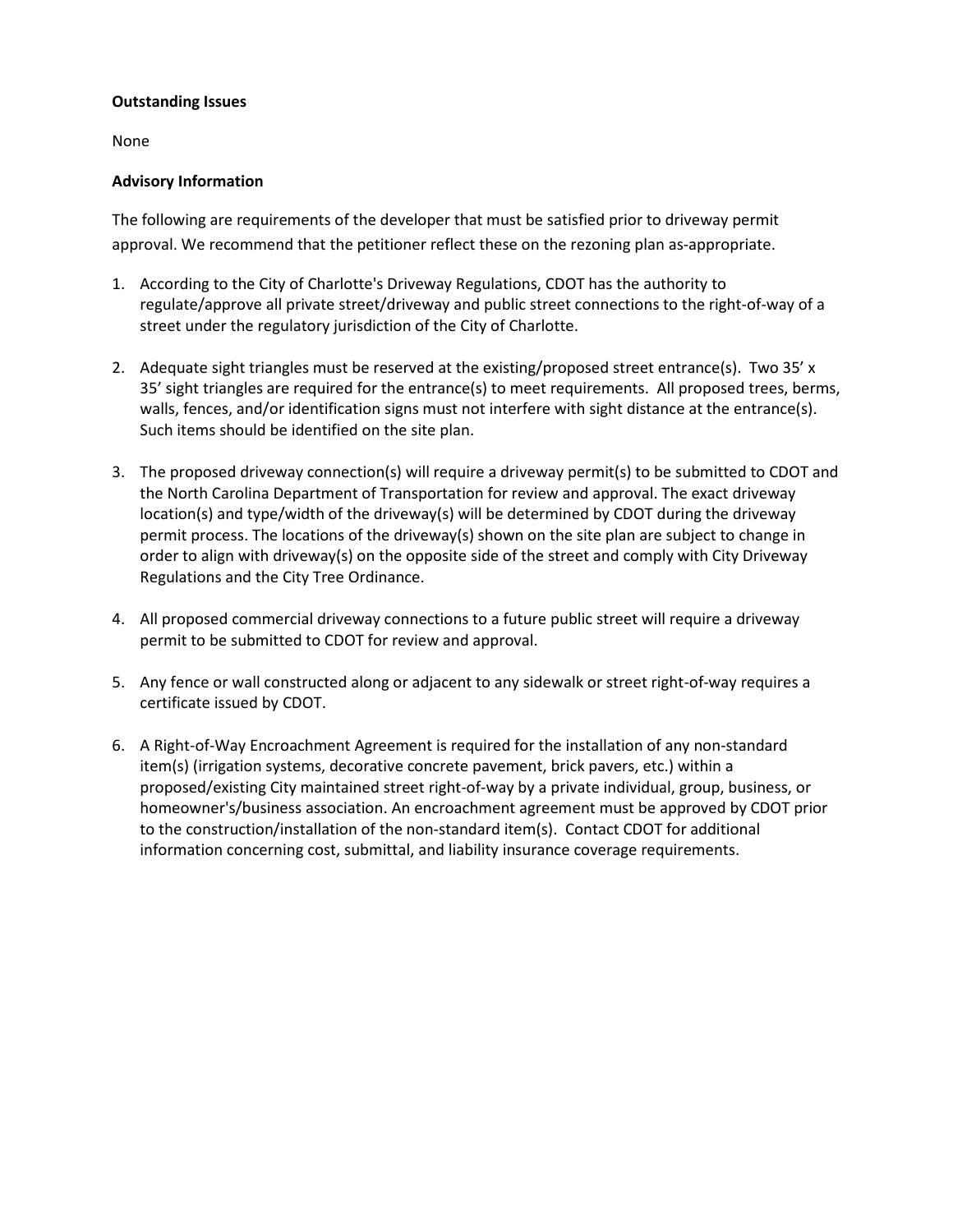**Outstanding Issues**

None

**Advisory Information**

The following are requirements of the developer that must be satisfied prior to driveway permit approval. We recommend that the petitioner reflect these on the rezoning plan as-appropriate.

1. According to the City of Charlotte's Driveway Regulations, CDOT has the authority to regulate/approve all private street/driveway and public street connections to the right-of-way of a street under the regulatory jurisdiction of the City of Charlotte.

2. Adequate sight triangles must be reserved at the existing/proposed street entrance(s). Two 35' x 35' sight triangles are required for the entrance(s) to meet requirements. All proposed trees, berms, walls, fences, and/or identification signs must not interfere with sight distance at the entrance(s). Such items should be identified on the site plan.

3. The proposed driveway connection(s) will require a driveway permit(s) to be submitted to CDOT and the North Carolina Department of Transportation for review and approval. The exact driveway location(s) and type/width of the driveway(s) will be determined by CDOT during the driveway permit process. The locations of the driveway(s) shown on the site plan are subject to change in order to align with driveway(s) on the opposite side of the street and comply with City Driveway Regulations and the City Tree Ordinance.

4. All proposed commercial driveway connections to a future public street will require a driveway permit to be submitted to CDOT for review and approval.

5. Any fence or wall constructed along or adjacent to any sidewalk or street right-of-way requires a certificate issued by CDOT.

6. A Right-of-Way Encroachment Agreement is required for the installation of any non-standard item(s) (irrigation systems, decorative concrete pavement, brick pavers, etc.) within a proposed/existing City maintained street right-of-way by a private individual, group, business, or homeowner's/business association. An encroachment agreement must be approved by CDOT prior to the construction/installation of the non-standard item(s). Contact CDOT for additional information concerning cost, submittal, and liability insurance coverage requirements.